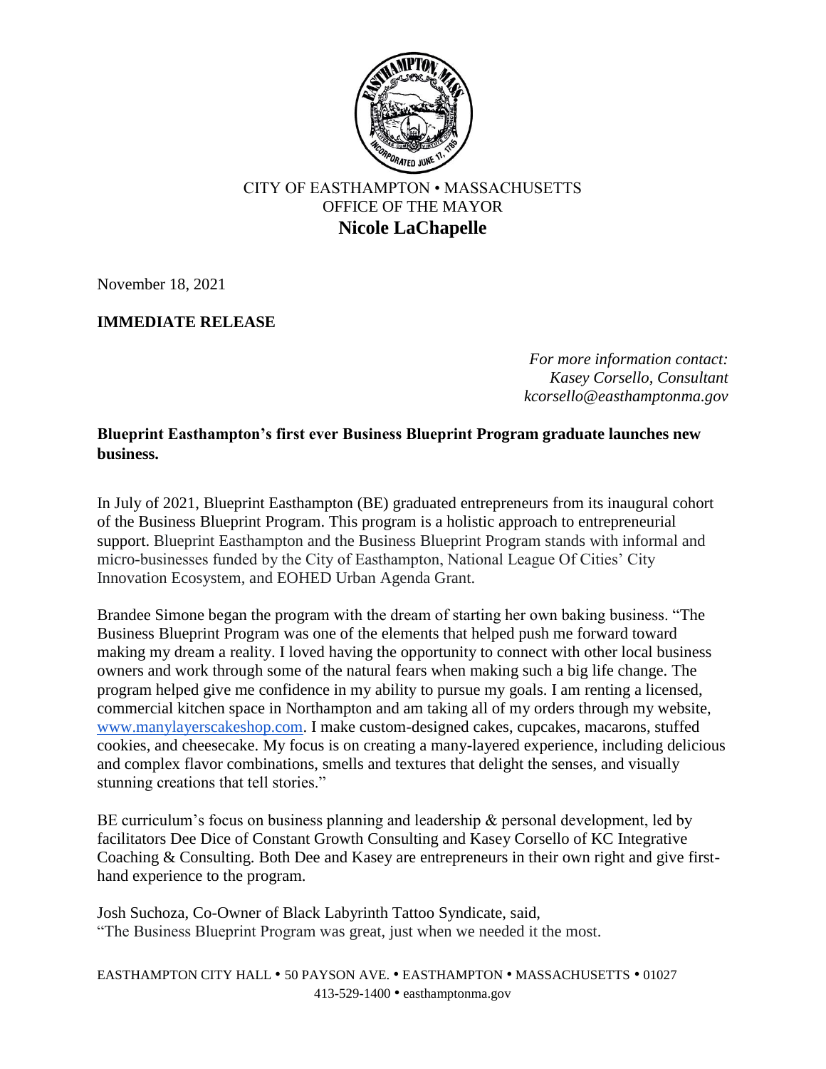CITY OF EASTHAMPTON • MASSACHUSETTS
OFFICE OF THE MAYOR
**Nicole LaChapelle**

November 18, 2021

**IMMEDIATE RELEASE**

*For more information contact:*
*Kasey Corsello, Consultant*
*kcorsello@easthamptonma.gov*

**Blueprint Easthampton's first ever Business Blueprint Program graduate launches new business.**

In July of 2021, Blueprint Easthampton (BE) graduated entrepreneurs from its inaugural cohort of the Business Blueprint Program. This program is a holistic approach to entrepreneurial support. Blueprint Easthampton and the Business Blueprint Program stands with informal and micro-businesses funded by the City of Easthampton, National League Of Cities' City Innovation Ecosystem, and EOHED Urban Agenda Grant.

Brandee Simone began the program with the dream of starting her own baking business. "The Business Blueprint Program was one of the elements that helped push me forward toward making my dream a reality. I loved having the opportunity to connect with other local business owners and work through some of the natural fears when making such a big life change. The program helped give me confidence in my ability to pursue my goals. I am renting a licensed, commercial kitchen space in Northampton and am taking all of my orders through my website, www.manylayerscakeshop.com. I make custom-designed cakes, cupcakes, macarons, stuffed cookies, and cheesecake. My focus is on creating a many-layered experience, including delicious and complex flavor combinations, smells and textures that delight the senses, and visually stunning creations that tell stories."

BE curriculum's focus on business planning and leadership & personal development, led by facilitators Dee Dice of Constant Growth Consulting and Kasey Corsello of KC Integrative Coaching & Consulting. Both Dee and Kasey are entrepreneurs in their own right and give first-hand experience to the program.

Josh Suchoza, Co-Owner of Black Labyrinth Tattoo Syndicate, said,
"The Business Blueprint Program was great, just when we needed it the most.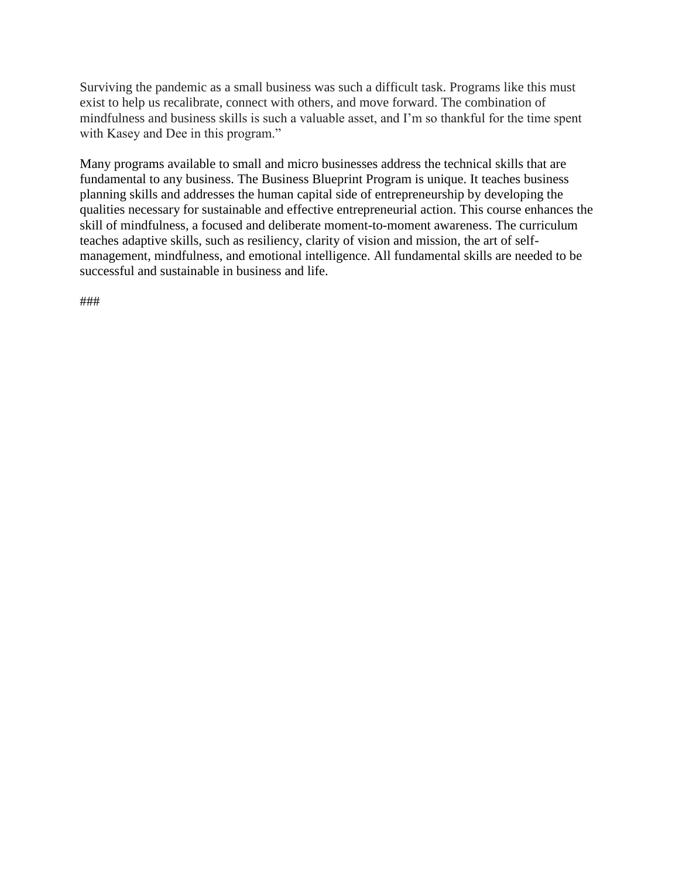Surviving the pandemic as a small business was such a difficult task. Programs like this must exist to help us recalibrate, connect with others, and move forward. The combination of mindfulness and business skills is such a valuable asset, and I'm so thankful for the time spent with Kasey and Dee in this program."

Many programs available to small and micro businesses address the technical skills that are fundamental to any business. The Business Blueprint Program is unique. It teaches business planning skills and addresses the human capital side of entrepreneurship by developing the qualities necessary for sustainable and effective entrepreneurial action. This course enhances the skill of mindfulness, a focused and deliberate moment-to-moment awareness. The curriculum teaches adaptive skills, such as resiliency, clarity of vision and mission, the art of self-management, mindfulness, and emotional intelligence. All fundamental skills are needed to be successful and sustainable in business and life.

###